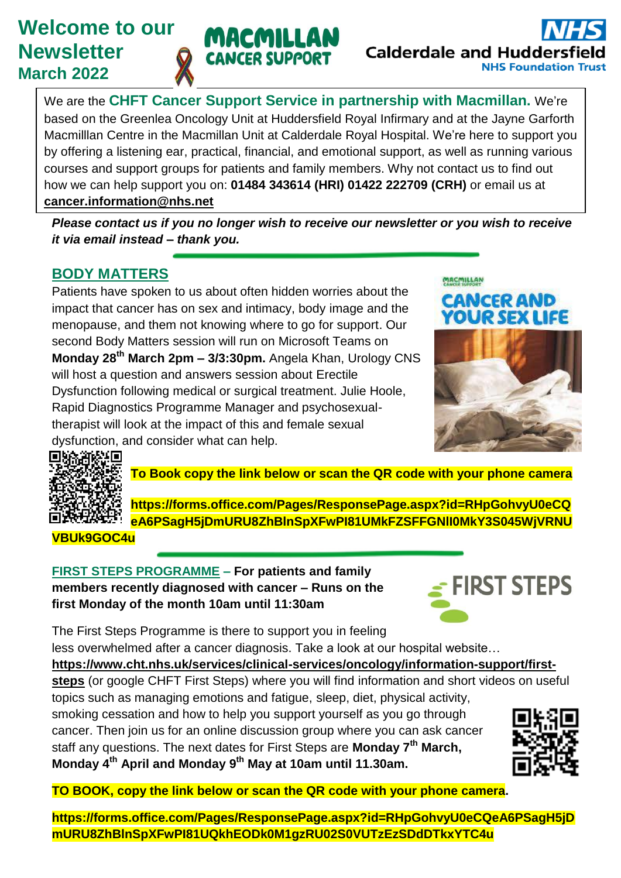# Welcome to our Newsletter March 2022

MACMILLAN CANCER SUPPORT

NHS Calderdale and Huddersfield NHS Foundation Trust

We are the **CHFT Cancer Support Service in partnership with Macmillan.** We're based on the Greenlea Oncology Unit at Huddersfield Royal Infirmary and at the Jayne Garforth Macmilllan Centre in the Macmillan Unit at Calderdale Royal Hospital. We're here to support you by offering a listening ear, practical, financial, and emotional support, as well as running various courses and support groups for patients and family members. Why not contact us to find out how we can help support you on: **01484 343614 (HRI) 01422 222709 (CRH)** or email us at **cancer.information@nhs.net**

***Please contact us if you no longer wish to receive our newsletter or you wish to receive it via email instead – thank you.***

---

## BODY MATTERS

Patients have spoken to us about often hidden worries about the impact that cancer has on sex and intimacy, body image and the menopause, and them not knowing where to go for support. Our second Body Matters session will run on Microsoft Teams on **Monday 28th March 2pm – 3/3:30pm.** Angela Khan, Urology CNS will host a question and answers session about Erectile Dysfunction following medical or surgical treatment. Julie Hoole, Rapid Diagnostics Programme Manager and psychosexual-therapist will look at the impact of this and female sexual dysfunction, and consider what can help.

MACMILLAN CANCER SUPPORT — CANCER AND YOUR SEX LIFE

**To Book copy the link below or scan the QR code with your phone camera**

**https://forms.office.com/Pages/ResponsePage.aspx?id=RHpGohvyU0eCQeA6PSagH5jDmURU8ZhBlnSpXFwPl81UMkFZSFFGNlI0MkY3S045WjVRNUVBUk9GOC4u**

---

## FIRST STEPS PROGRAMME – For patients and family members recently diagnosed with cancer – Runs on the first Monday of the month 10am until 11:30am

FIRST STEPS

The First Steps Programme is there to support you in feeling less overwhelmed after a cancer diagnosis. Take a look at our hospital website… **https://www.cht.nhs.uk/services/clinical-services/oncology/information-support/first-steps** (or google CHFT First Steps) where you will find information and short videos on useful topics such as managing emotions and fatigue, sleep, diet, physical activity, smoking cessation and how to help you support yourself as you go through cancer. Then join us for an online discussion group where you can ask cancer staff any questions. The next dates for First Steps are **Monday 7th March, Monday 4th April and Monday 9th May at 10am until 11.30am.**

**TO BOOK, copy the link below or scan the QR code with your phone camera.**

**https://forms.office.com/Pages/ResponsePage.aspx?id=RHpGohvyU0eCQeA6PSagH5jDmURU8ZhBlnSpXFwPl81UQkhEODk0M1gzRU02S0VUTzEzSDdDTkxYTC4u**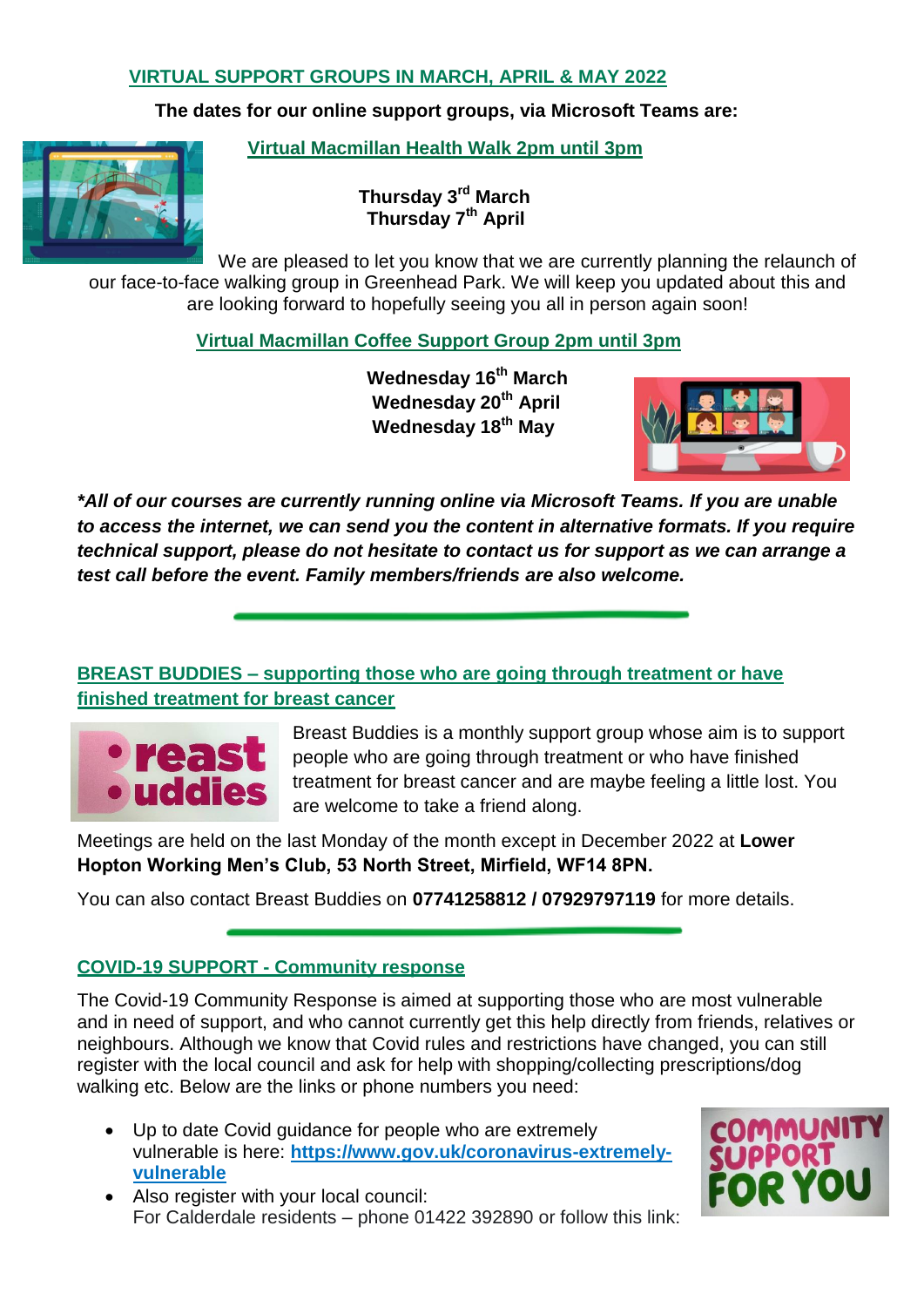## VIRTUAL SUPPORT GROUPS IN MARCH, APRIL & MAY 2022

**The dates for our online support groups, via Microsoft Teams are:**

### Virtual Macmillan Health Walk 2pm until 3pm

**Thursday 3rd March**
**Thursday 7th April**

We are pleased to let you know that we are currently planning the relaunch of our face-to-face walking group in Greenhead Park. We will keep you updated about this and are looking forward to hopefully seeing you all in person again soon!

### Virtual Macmillan Coffee Support Group 2pm until 3pm

**Wednesday 16th March**
**Wednesday 20th April**
**Wednesday 18th May**

***All of our courses are currently running online via Microsoft Teams. If you are unable to access the internet, we can send you the content in alternative formats. If you require technical support, please do not hesitate to contact us for support as we can arrange a test call before the event. Family members/friends are also welcome.***

---

## BREAST BUDDIES – supporting those who are going through treatment or have finished treatment for breast cancer

Breast Buddies is a monthly support group whose aim is to support people who are going through treatment or who have finished treatment for breast cancer and are maybe feeling a little lost. You are welcome to take a friend along.

Meetings are held on the last Monday of the month except in December 2022 at **Lower Hopton Working Men's Club, 53 North Street, Mirfield, WF14 8PN.**

You can also contact Breast Buddies on **07741258812 / 07929797119** for more details.

---

## COVID-19 SUPPORT - Community response

The Covid-19 Community Response is aimed at supporting those who are most vulnerable and in need of support, and who cannot currently get this help directly from friends, relatives or neighbours. Although we know that Covid rules and restrictions have changed, you can still register with the local council and ask for help with shopping/collecting prescriptions/dog walking etc. Below are the links or phone numbers you need:

- Up to date Covid guidance for people who are extremely vulnerable is here: **https://www.gov.uk/coronavirus-extremely-vulnerable**
- Also register with your local council:
  For Calderdale residents – phone 01422 392890 or follow this link: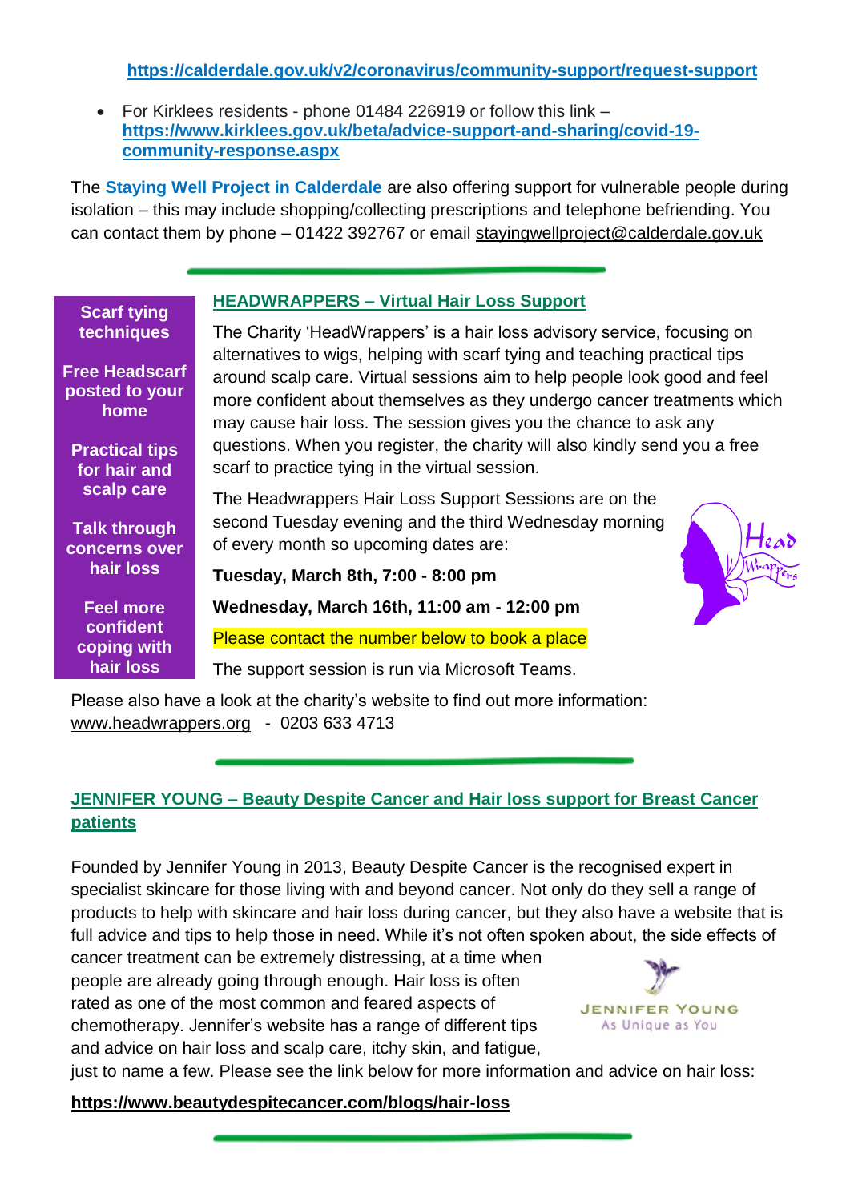**https://calderdale.gov.uk/v2/coronavirus/community-support/request-support**

- For Kirklees residents - phone 01484 226919 or follow this link – **https://www.kirklees.gov.uk/beta/advice-support-and-sharing/covid-19-community-response.aspx**

The **Staying Well Project in Calderdale** are also offering support for vulnerable people during isolation – this may include shopping/collecting prescriptions and telephone befriending. You can contact them by phone – 01422 392767 or email stayingwellproject@calderdale.gov.uk

---

## HEADWRAPPERS – Virtual Hair Loss Support

**Scarf tying techniques**

**Free Headscarf posted to your home**

**Practical tips for hair and scalp care**

**Talk through concerns over hair loss**

**Feel more confident coping with hair loss**

The Charity 'HeadWrappers' is a hair loss advisory service, focusing on alternatives to wigs, helping with scarf tying and teaching practical tips around scalp care. Virtual sessions aim to help people look good and feel more confident about themselves as they undergo cancer treatments which may cause hair loss. The session gives you the chance to ask any questions. When you register, the charity will also kindly send you a free scarf to practice tying in the virtual session.

The Headwrappers Hair Loss Support Sessions are on the second Tuesday evening and the third Wednesday morning of every month so upcoming dates are:

**Tuesday, March 8th, 7:00 - 8:00 pm**

**Wednesday, March 16th, 11:00 am - 12:00 pm**

Please contact the number below to book a place

The support session is run via Microsoft Teams.

Please also have a look at the charity's website to find out more information: www.headwrappers.org - 0203 633 4713

---

## JENNIFER YOUNG – Beauty Despite Cancer and Hair loss support for Breast Cancer patients

Founded by Jennifer Young in 2013, Beauty Despite Cancer is the recognised expert in specialist skincare for those living with and beyond cancer. Not only do they sell a range of products to help with skincare and hair loss during cancer, but they also have a website that is full advice and tips to help those in need. While it's not often spoken about, the side effects of cancer treatment can be extremely distressing, at a time when people are already going through enough. Hair loss is often rated as one of the most common and feared aspects of chemotherapy. Jennifer's website has a range of different tips and advice on hair loss and scalp care, itchy skin, and fatigue, just to name a few. Please see the link below for more information and advice on hair loss:

**https://www.beautydespitecancer.com/blogs/hair-loss**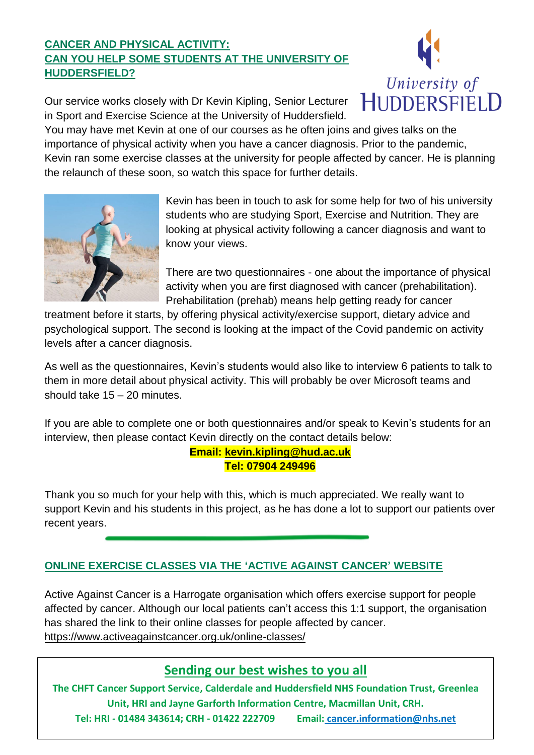## CANCER AND PHYSICAL ACTIVITY: CAN YOU HELP SOME STUDENTS AT THE UNIVERSITY OF HUDDERSFIELD?

Our service works closely with Dr Kevin Kipling, Senior Lecturer in Sport and Exercise Science at the University of Huddersfield. You may have met Kevin at one of our courses as he often joins and gives talks on the importance of physical activity when you have a cancer diagnosis. Prior to the pandemic, Kevin ran some exercise classes at the university for people affected by cancer. He is planning the relaunch of these soon, so watch this space for further details.

Kevin has been in touch to ask for some help for two of his university students who are studying Sport, Exercise and Nutrition. They are looking at physical activity following a cancer diagnosis and want to know your views.

There are two questionnaires - one about the importance of physical activity when you are first diagnosed with cancer (prehabilitation). Prehabilitation (prehab) means help getting ready for cancer treatment before it starts, by offering physical activity/exercise support, dietary advice and psychological support. The second is looking at the impact of the Covid pandemic on activity levels after a cancer diagnosis.

As well as the questionnaires, Kevin's students would also like to interview 6 patients to talk to them in more detail about physical activity. This will probably be over Microsoft teams and should take 15 – 20 minutes.

If you are able to complete one or both questionnaires and/or speak to Kevin's students for an interview, then please contact Kevin directly on the contact details below:

**Email: kevin.kipling@hud.ac.uk**
**Tel: 07904 249496**

Thank you so much for your help with this, which is much appreciated. We really want to support Kevin and his students in this project, as he has done a lot to support our patients over recent years.

## ONLINE EXERCISE CLASSES VIA THE 'ACTIVE AGAINST CANCER' WEBSITE

Active Against Cancer is a Harrogate organisation which offers exercise support for people affected by cancer. Although our local patients can't access this 1:1 support, the organisation has shared the link to their online classes for people affected by cancer.
https://www.activeagainstcancer.org.uk/online-classes/

## Sending our best wishes to you all

**The CHFT Cancer Support Service, Calderdale and Huddersfield NHS Foundation Trust, Greenlea Unit, HRI and Jayne Garforth Information Centre, Macmillan Unit, CRH.**
**Tel: HRI - 01484 343614; CRH - 01422 222709 Email: cancer.information@nhs.net**